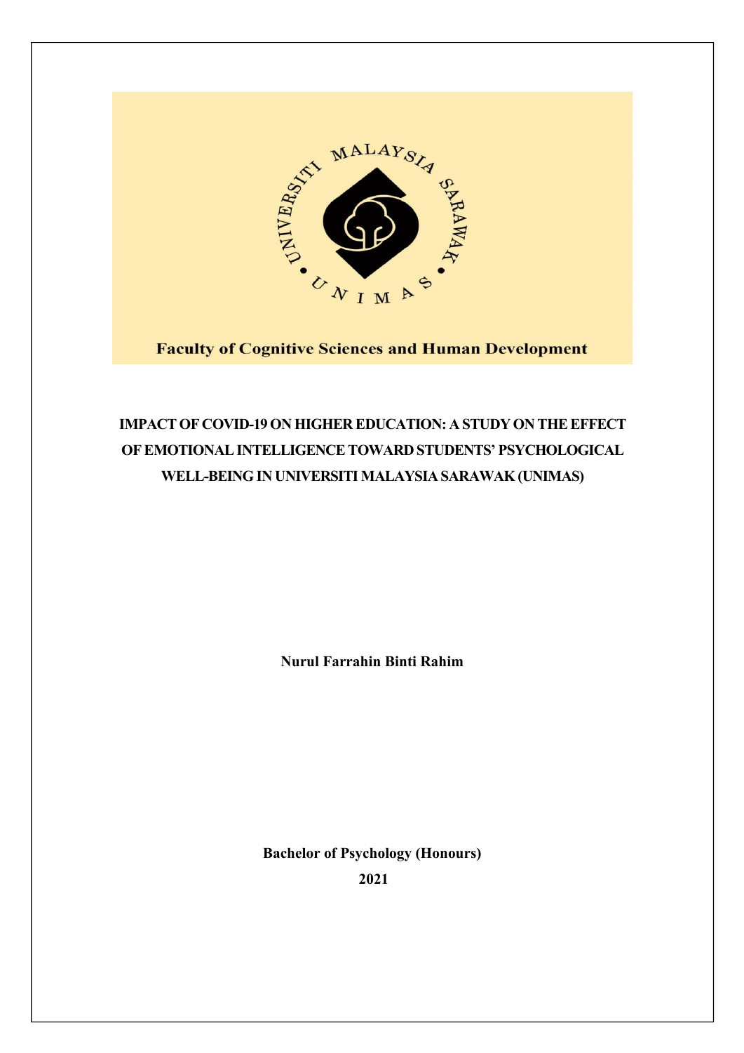UNIVERSITI MALAYSIA SARAWAK

UNIMAS

**Faculty of Cognitive Sciences and Human Development**

# IMPACT OF COVID-19 ON HIGHER EDUCATION: A STUDY ON THE EFFECT OF EMOTIONAL INTELLIGENCE TOWARD STUDENTS' PSYCHOLOGICAL WELL-BEING IN UNIVERSITI MALAYSIA SARAWAK (UNIMAS)

**Nurul Farrahin Binti Rahim**

**Bachelor of Psychology (Honours)**

**2021**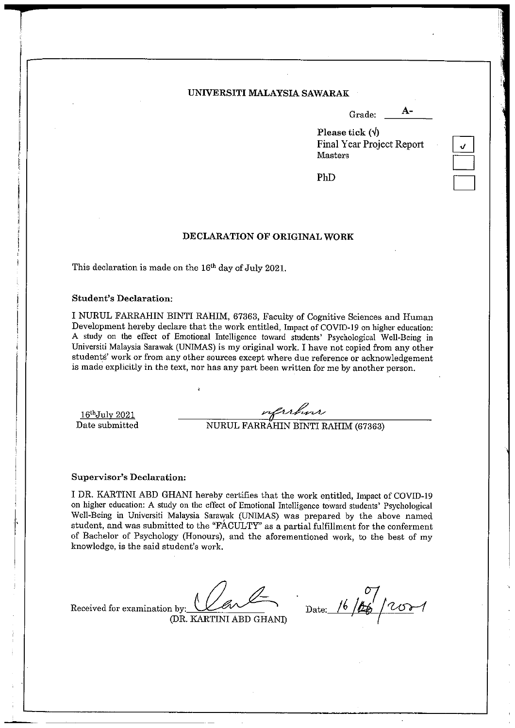**UNIVERSITI MALAYSIA SAWARAK**

Grade: **A-**

**Please tick (√)**

Final Year Project Report ☑

Masters ☐

PhD ☐

## DECLARATION OF ORIGINAL WORK

This declaration is made on the 16th day of July 2021.

**Student's Declaration:**

I NURUL FARRAHIN BINTI RAHIM, 67363, Faculty of Cognitive Sciences and Human Development hereby declare that the work entitled, Impact of COVID-19 on higher education: A study on the effect of Emotional Intelligence toward students' Psychological Well-Being in Universiti Malaysia Sarawak (UNIMAS) is my original work. I have not copied from any other students' work or from any other sources except where due reference or acknowledgement is made explicitly in the text, nor has any part been written for me by another person.

16th July 2021
Date submitted

NURUL FARRAHIN BINTI RAHIM (67363)

**Supervisor's Declaration:**

I DR. KARTINI ABD GHANI hereby certifies that the work entitled, Impact of COVID-19 on higher education: A study on the effect of Emotional Intelligence toward students' Psychological Well-Being in Universiti Malaysia Sarawak (UNIMAS) was prepared by the above named student, and was submitted to the "FACULTY" as a partial fulfillment for the conferment of Bachelor of Psychology (Honours), and the aforementioned work, to the best of my knowledge, is the said student's work.

Received for examination by: ____________________
(DR. KARTINI ABD GHANI)

Date: 16/07/2021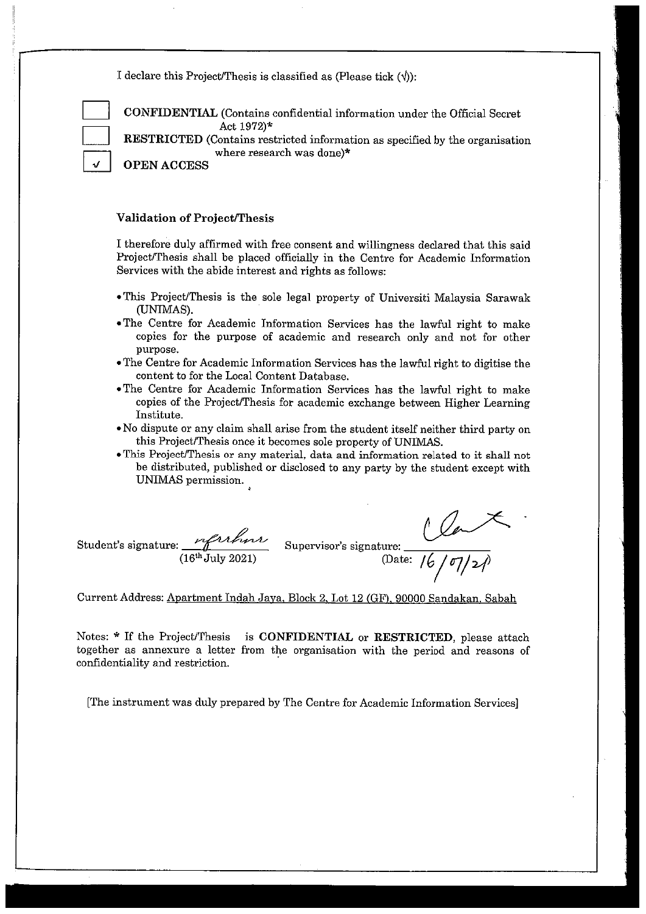I declare this Project/Thesis is classified as (Please tick (√)):

- [ ] **CONFIDENTIAL** (Contains confidential information under the Official Secret Act 1972)*
- [ ] **RESTRICTED** (Contains restricted information as specified by the organisation where research was done)*
- [√] **OPEN ACCESS**

**Validation of Project/Thesis**

I therefore duly affirmed with free consent and willingness declared that this said Project/Thesis shall be placed officially in the Centre for Academic Information Services with the abide interest and rights as follows:

- This Project/Thesis is the sole legal property of Universiti Malaysia Sarawak (UNIMAS).
- The Centre for Academic Information Services has the lawful right to make copies for the purpose of academic and research only and not for other purpose.
- The Centre for Academic Information Services has the lawful right to digitise the content to for the Local Content Database.
- The Centre for Academic Information Services has the lawful right to make copies of the Project/Thesis for academic exchange between Higher Learning Institute.
- No dispute or any claim shall arise from the student itself neither third party on this Project/Thesis once it becomes sole property of UNIMAS.
- This Project/Thesis or any material, data and information related to it shall not be distributed, published or disclosed to any party by the student except with UNIMAS permission.

Student's signature: ____________ (16th July 2021)    Supervisor's signature: ____________ (Date: 16/07/21)

Current Address: Apartment Indah Jaya, Block 2, Lot 12 (GF), 90000 Sandakan, Sabah

Notes: * If the Project/Thesis is **CONFIDENTIAL** or **RESTRICTED**, please attach together as annexure a letter from the organisation with the period and reasons of confidentiality and restriction.

[The instrument was duly prepared by The Centre for Academic Information Services]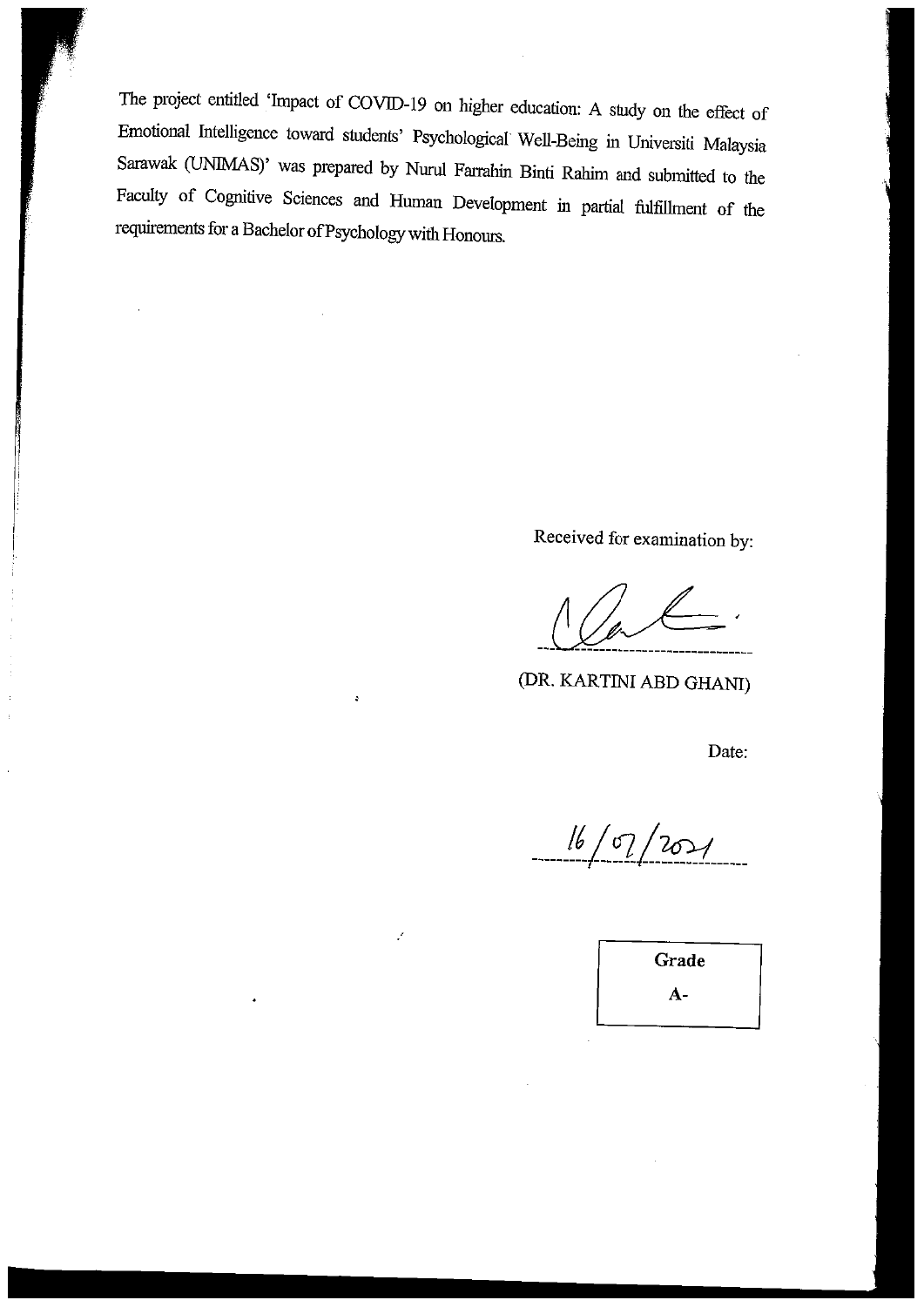The project entitled 'Impact of COVID-19 on higher education: A study on the effect of Emotional Intelligence toward students' Psychological Well-Being in Universiti Malaysia Sarawak (UNIMAS)' was prepared by Nurul Farrahin Binti Rahim and submitted to the Faculty of Cognitive Sciences and Human Development in partial fulfillment of the requirements for a Bachelor of Psychology with Honours.

Received for examination by:

(DR. KARTINI ABD GHANI)

Date:

16/07/2021

| Grade |
| --- |
| A- |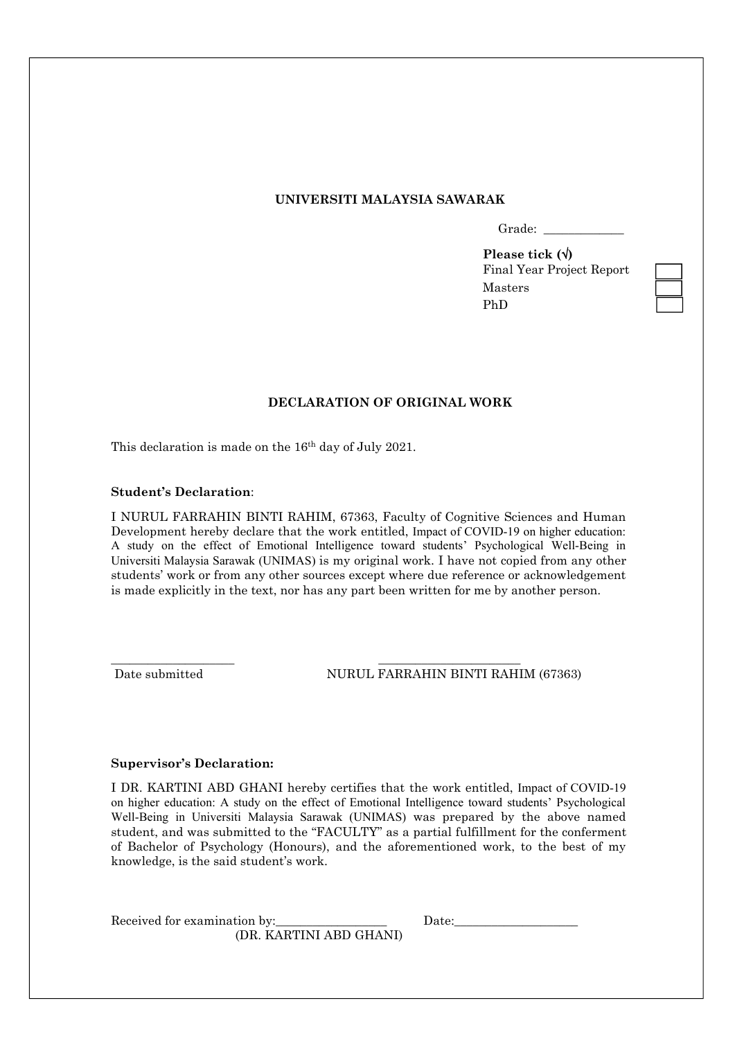**UNIVERSITI MALAYSIA SAWARAK**

Grade: ____________

**Please tick (√)**

Final Year Project Report ☐

Masters ☐

PhD ☐

**DECLARATION OF ORIGINAL WORK**

This declaration is made on the 16th day of July 2021.

**Student's Declaration**:

I NURUL FARRAHIN BINTI RAHIM, 67363, Faculty of Cognitive Sciences and Human Development hereby declare that the work entitled, Impact of COVID-19 on higher education: A study on the effect of Emotional Intelligence toward students' Psychological Well-Being in Universiti Malaysia Sarawak (UNIMAS) is my original work. I have not copied from any other students' work or from any other sources except where due reference or acknowledgement is made explicitly in the text, nor has any part been written for me by another person.

____________________ &nbsp;&nbsp;&nbsp;&nbsp;&nbsp;&nbsp;&nbsp;&nbsp;&nbsp;&nbsp;&nbsp;&nbsp; ______________________

Date submitted &nbsp;&nbsp;&nbsp;&nbsp;&nbsp;&nbsp;&nbsp;&nbsp;&nbsp;&nbsp;&nbsp;&nbsp; NURUL FARRAHIN BINTI RAHIM (67363)

**Supervisor's Declaration:**

I DR. KARTINI ABD GHANI hereby certifies that the work entitled, Impact of COVID-19 on higher education: A study on the effect of Emotional Intelligence toward students' Psychological Well-Being in Universiti Malaysia Sarawak (UNIMAS) was prepared by the above named student, and was submitted to the "FACULTY" as a partial fulfillment for the conferment of Bachelor of Psychology (Honours), and the aforementioned work, to the best of my knowledge, is the said student's work.

Received for examination by:__________________ &nbsp;&nbsp;&nbsp;&nbsp;&nbsp;&nbsp; Date:____________________

(DR. KARTINI ABD GHANI)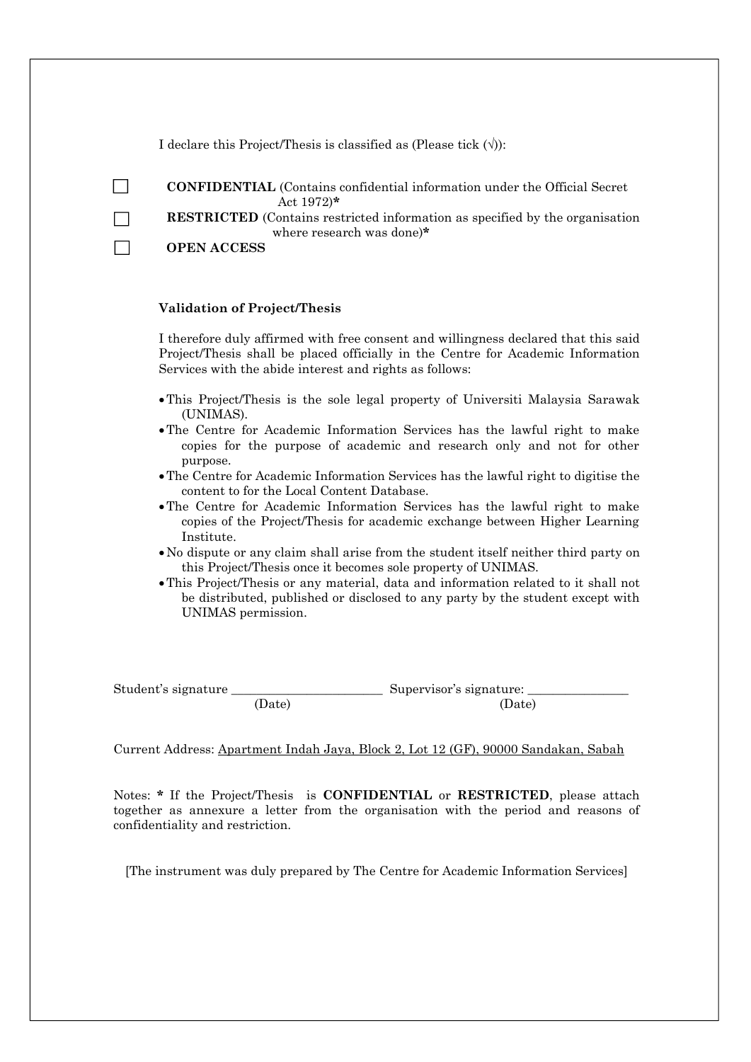I declare this Project/Thesis is classified as (Please tick (√)):

☐ **CONFIDENTIAL** (Contains confidential information under the Official Secret Act 1972)*

☐ **RESTRICTED** (Contains restricted information as specified by the organisation where research was done)*

☐ **OPEN ACCESS**

**Validation of Project/Thesis**

I therefore duly affirmed with free consent and willingness declared that this said Project/Thesis shall be placed officially in the Centre for Academic Information Services with the abide interest and rights as follows:

- This Project/Thesis is the sole legal property of Universiti Malaysia Sarawak (UNIMAS).
- The Centre for Academic Information Services has the lawful right to make copies for the purpose of academic and research only and not for other purpose.
- The Centre for Academic Information Services has the lawful right to digitise the content to for the Local Content Database.
- The Centre for Academic Information Services has the lawful right to make copies of the Project/Thesis for academic exchange between Higher Learning Institute.
- No dispute or any claim shall arise from the student itself neither third party on this Project/Thesis once it becomes sole property of UNIMAS.
- This Project/Thesis or any material, data and information related to it shall not be distributed, published or disclosed to any party by the student except with UNIMAS permission.

Student's signature ________________________ Supervisor's signature: ________________

(Date) (Date)

Current Address: Apartment Indah Jaya, Block 2, Lot 12 (GF), 90000 Sandakan, Sabah

Notes: * If the Project/Thesis is **CONFIDENTIAL** or **RESTRICTED**, please attach together as annexure a letter from the organisation with the period and reasons of confidentiality and restriction.

[The instrument was duly prepared by The Centre for Academic Information Services]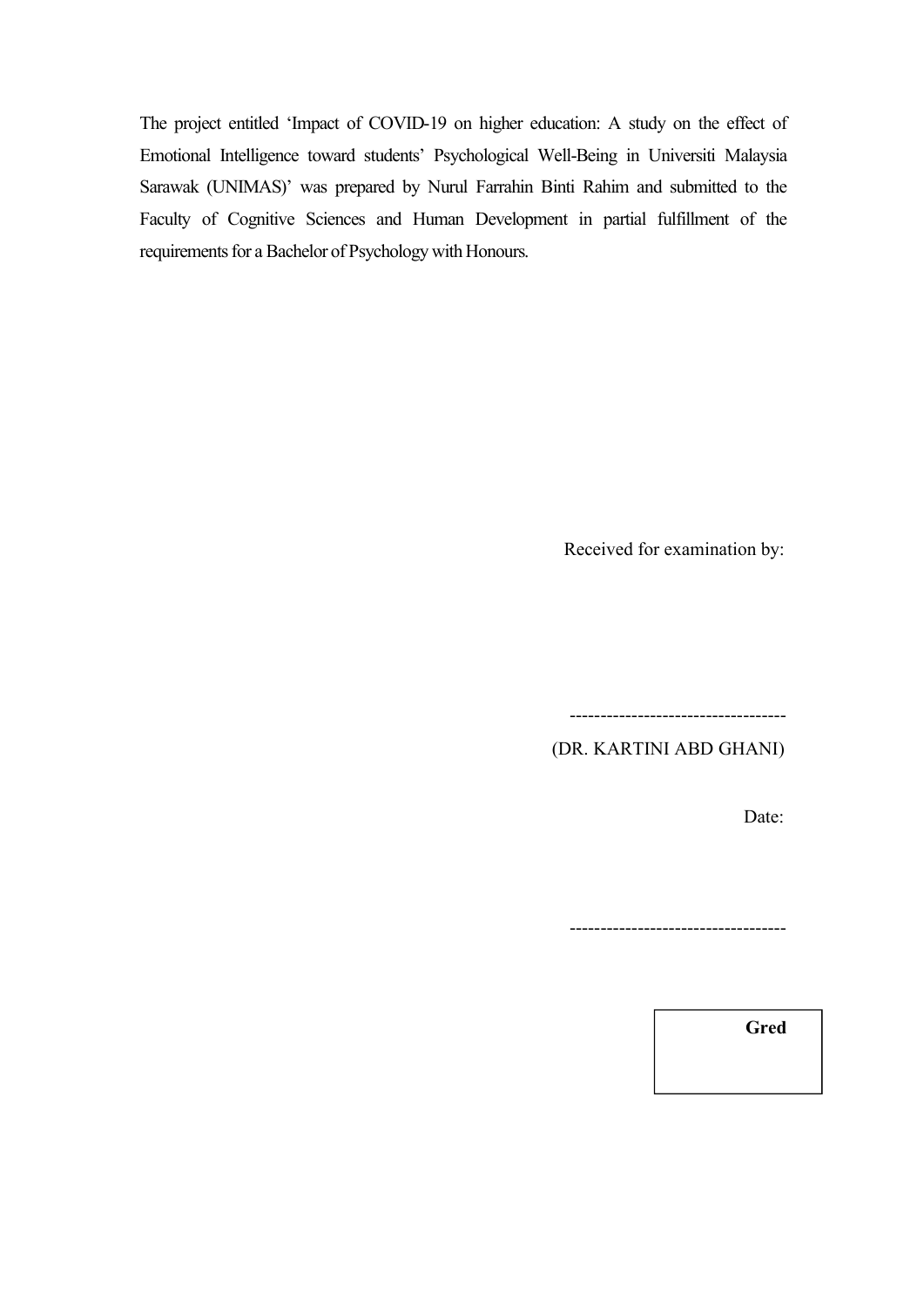The project entitled 'Impact of COVID-19 on higher education: A study on the effect of Emotional Intelligence toward students' Psychological Well-Being in Universiti Malaysia Sarawak (UNIMAS)' was prepared by Nurul Farrahin Binti Rahim and submitted to the Faculty of Cognitive Sciences and Human Development in partial fulfillment of the requirements for a Bachelor of Psychology with Honours.

Received for examination by:

-----------------------------------

(DR. KARTINI ABD GHANI)

Date:

-----------------------------------

| **Gred** |
| --- |
| |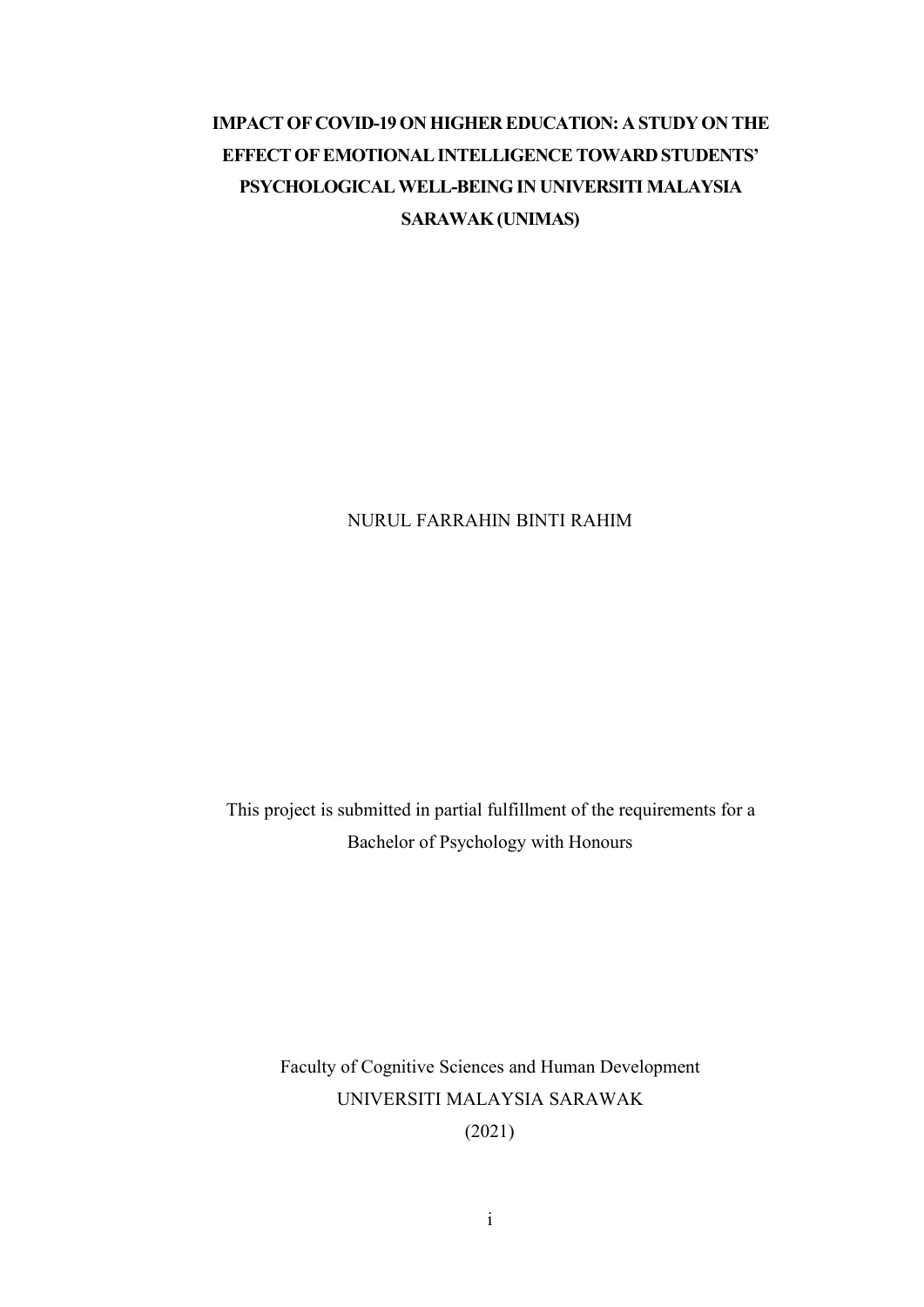**IMPACT OF COVID-19 ON HIGHER EDUCATION: A STUDY ON THE EFFECT OF EMOTIONAL INTELLIGENCE TOWARD STUDENTS' PSYCHOLOGICAL WELL-BEING IN UNIVERSITI MALAYSIA SARAWAK (UNIMAS)**

NURUL FARRAHIN BINTI RAHIM

This project is submitted in partial fulfillment of the requirements for a Bachelor of Psychology with Honours

Faculty of Cognitive Sciences and Human Development
UNIVERSITI MALAYSIA SARAWAK
(2021)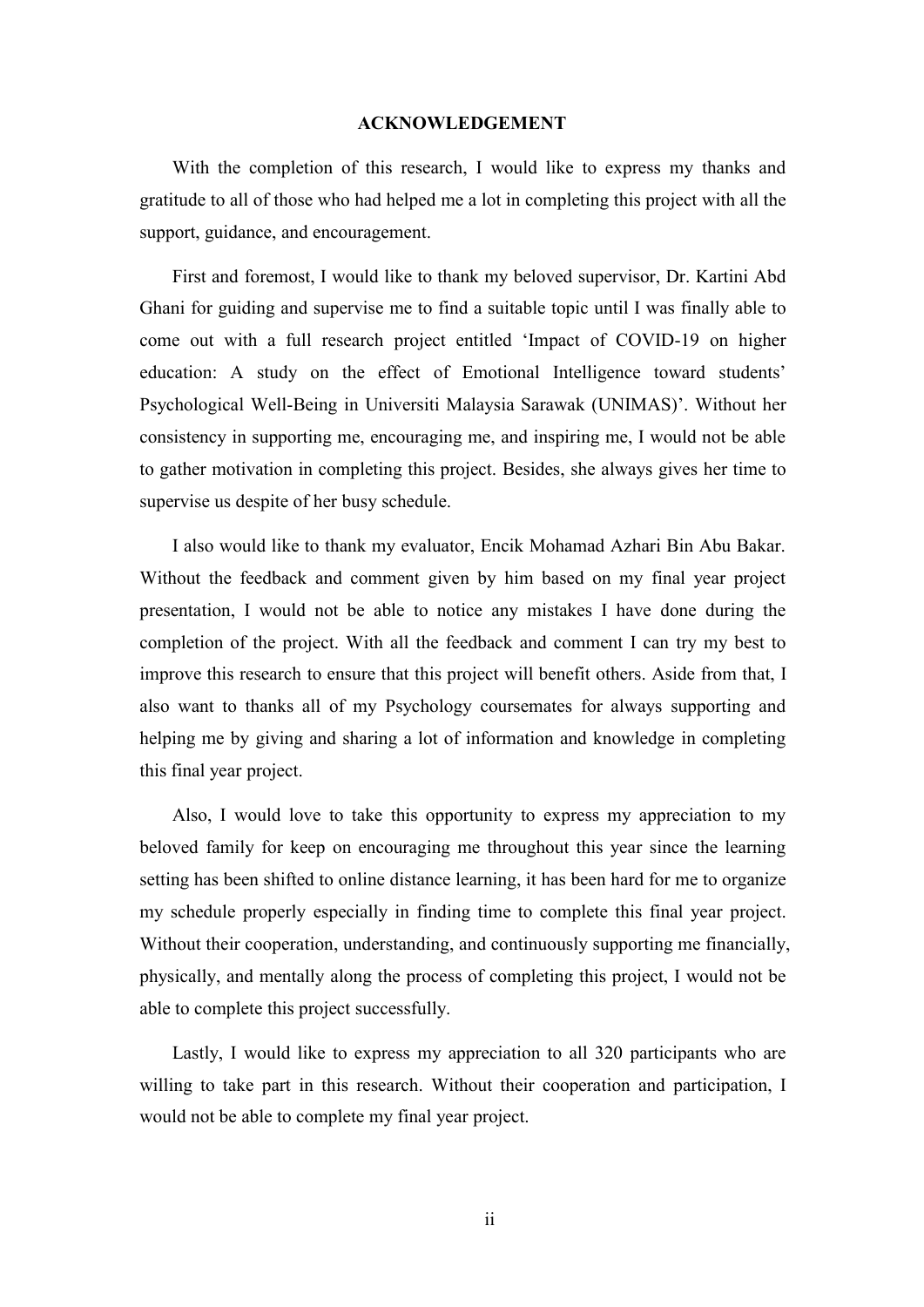# ACKNOWLEDGEMENT

With the completion of this research, I would like to express my thanks and gratitude to all of those who had helped me a lot in completing this project with all the support, guidance, and encouragement.

First and foremost, I would like to thank my beloved supervisor, Dr. Kartini Abd Ghani for guiding and supervise me to find a suitable topic until I was finally able to come out with a full research project entitled 'Impact of COVID-19 on higher education: A study on the effect of Emotional Intelligence toward students' Psychological Well-Being in Universiti Malaysia Sarawak (UNIMAS)'. Without her consistency in supporting me, encouraging me, and inspiring me, I would not be able to gather motivation in completing this project. Besides, she always gives her time to supervise us despite of her busy schedule.

I also would like to thank my evaluator, Encik Mohamad Azhari Bin Abu Bakar. Without the feedback and comment given by him based on my final year project presentation, I would not be able to notice any mistakes I have done during the completion of the project. With all the feedback and comment I can try my best to improve this research to ensure that this project will benefit others. Aside from that, I also want to thanks all of my Psychology coursemates for always supporting and helping me by giving and sharing a lot of information and knowledge in completing this final year project.

Also, I would love to take this opportunity to express my appreciation to my beloved family for keep on encouraging me throughout this year since the learning setting has been shifted to online distance learning, it has been hard for me to organize my schedule properly especially in finding time to complete this final year project. Without their cooperation, understanding, and continuously supporting me financially, physically, and mentally along the process of completing this project, I would not be able to complete this project successfully.

Lastly, I would like to express my appreciation to all 320 participants who are willing to take part in this research. Without their cooperation and participation, I would not be able to complete my final year project.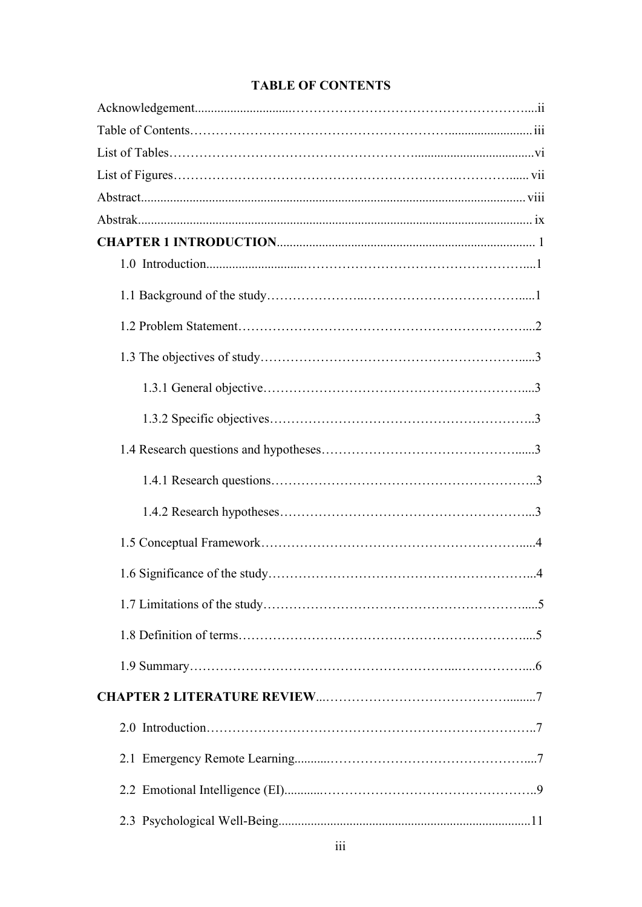# TABLE OF CONTENTS

Acknowledgement....................................................................................ii

Table of Contents....................................................................................iii

List of Tables....................................................................................vi

List of Figures....................................................................................vii

Abstract....................................................................................viii

Abstrak....................................................................................ix

**CHAPTER 1 INTRODUCTION**....................................................................................1

- 1.0 Introduction....................................................................................1
- 1.1 Background of the study....................................................................................1
- 1.2 Problem Statement....................................................................................2
- 1.3 The objectives of study....................................................................................3
  - 1.3.1 General objective....................................................................................3
  - 1.3.2 Specific objectives....................................................................................3
- 1.4 Research questions and hypotheses....................................................................................3
  - 1.4.1 Research questions....................................................................................3
  - 1.4.2 Research hypotheses....................................................................................3
- 1.5 Conceptual Framework....................................................................................4
- 1.6 Significance of the study....................................................................................4
- 1.7 Limitations of the study....................................................................................5
- 1.8 Definition of terms....................................................................................5
- 1.9 Summary....................................................................................6

**CHAPTER 2 LITERATURE REVIEW**....................................................................................7

- 2.0 Introduction....................................................................................7
- 2.1 Emergency Remote Learning....................................................................................7
- 2.2 Emotional Intelligence (EI)....................................................................................9
- 2.3 Psychological Well-Being....................................................................................11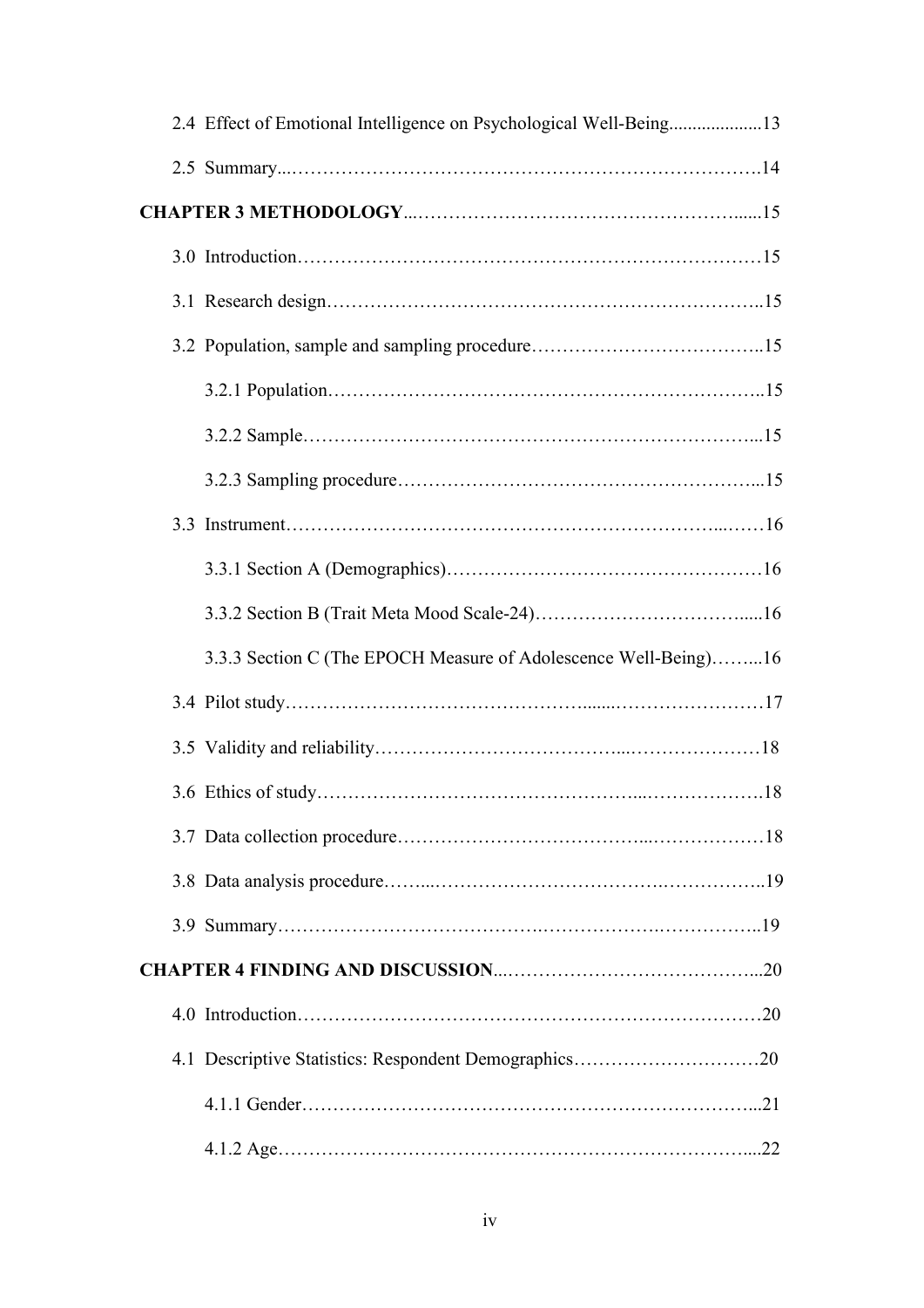2.4 Effect of Emotional Intelligence on Psychological Well-Being....................13

2.5 Summary...…………………………………………………………………….14

**CHAPTER 3 METHODOLOGY**...………………………………………….......15

3.0 Introduction…………………………………………………………………15

3.1 Research design……………………………………………………………..15

3.2 Population, sample and sampling procedure………………………………..15

3.2.1 Population…………………………………………………………..15

3.2.2 Sample……………………………………………………………...15

3.2.3 Sampling procedure………………………………………………...15

3.3 Instrument…………………………………………………………...……16

3.3.1 Section A (Demographics)…………………………………………16

3.3.2 Section B (Trait Meta Mood Scale-24)…………………………......16

3.3.3 Section C (The EPOCH Measure of Adolescence Well-Being)……...16

3.4 Pilot study…………………………………….......……………………17

3.5 Validity and reliability……………………………...…………………18

3.6 Ethics of study…………………………………………...……………….18

3.7 Data collection procedure……………………………...………………18

3.8 Data analysis procedure……...……………………………….…………..19

3.9 Summary…………………………….……………….……………..19

**CHAPTER 4 FINDING AND DISCUSSION**...…………………………………...20

4.0 Introduction…………………………………………………………………20

4.1 Descriptive Statistics: Respondent Demographics…………………………20

4.1.1 Gender…………………………………………………….…………...21

4.1.2 Age……………………………………………………………………....22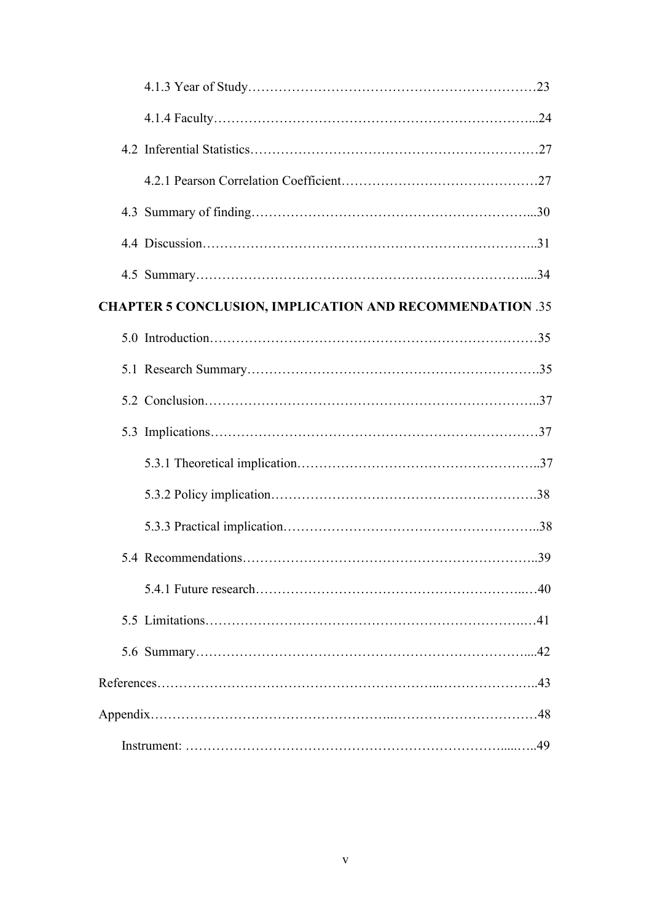4.1.3 Year of Study……………………………………………………………23

4.1.4 Faculty……………………………………………………………………24

4.2 Inferential Statistics………………………………………………………27

4.2.1 Pearson Correlation Coefficient……………………………………27

4.3 Summary of finding…………………………………………………………30

4.4 Discussion……………………………………………………………………31

4.5 Summary………………………………………………………………………34

**CHAPTER 5 CONCLUSION, IMPLICATION AND RECOMMENDATION .35**

5.0 Introduction…………………………………………………………………35

5.1 Research Summary…………………………………………………………35

5.2 Conclusion……………………………………………………………………37

5.3 Implications…………………………………………………………………37

5.3.1 Theoretical implication………………………………………………37

5.3.2 Policy implication……………………………………………………38

5.3.3 Practical implication…………………………………………………38

5.4 Recommendations……………………………………………………………39

5.4.1 Future research…………………………………………………………40

5.5 Limitations……………………………………………………………………41

5.6 Summary………………………………………………………………………42

References…………………………………………………………………………43

Appendix……………………………………………………………………………48

Instrument: ………………………………………………………………………49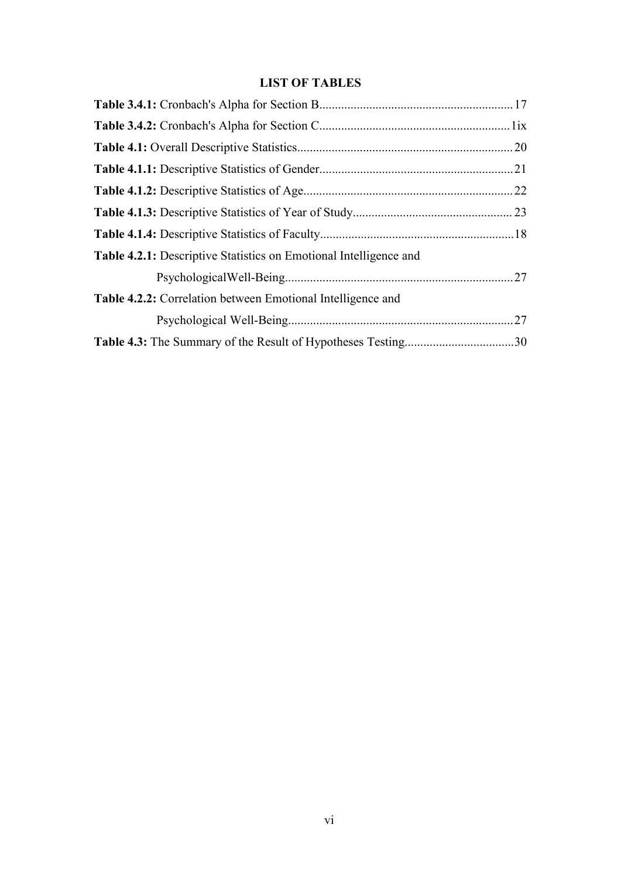# LIST OF TABLES

**Table 3.4.1:** Cronbach's Alpha for Section B.............................................................17

**Table 3.4.2:** Cronbach's Alpha for Section C.............................................................1ix

**Table 4.1:** Overall Descriptive Statistics.....................................................................20

**Table 4.1.1:** Descriptive Statistics of Gender..............................................................21

**Table 4.1.2:** Descriptive Statistics of Age...................................................................22

**Table 4.1.3:** Descriptive Statistics of Year of Study................................................... 23

**Table 4.1.4:** Descriptive Statistics of Faculty..............................................................18

**Table 4.2.1:** Descriptive Statistics on Emotional Intelligence and PsychologicalWell-Being.........................................................................27

**Table 4.2.2:** Correlation between Emotional Intelligence and Psychological Well-Being........................................................................27

**Table 4.3:** The Summary of the Result of Hypotheses Testing...................................30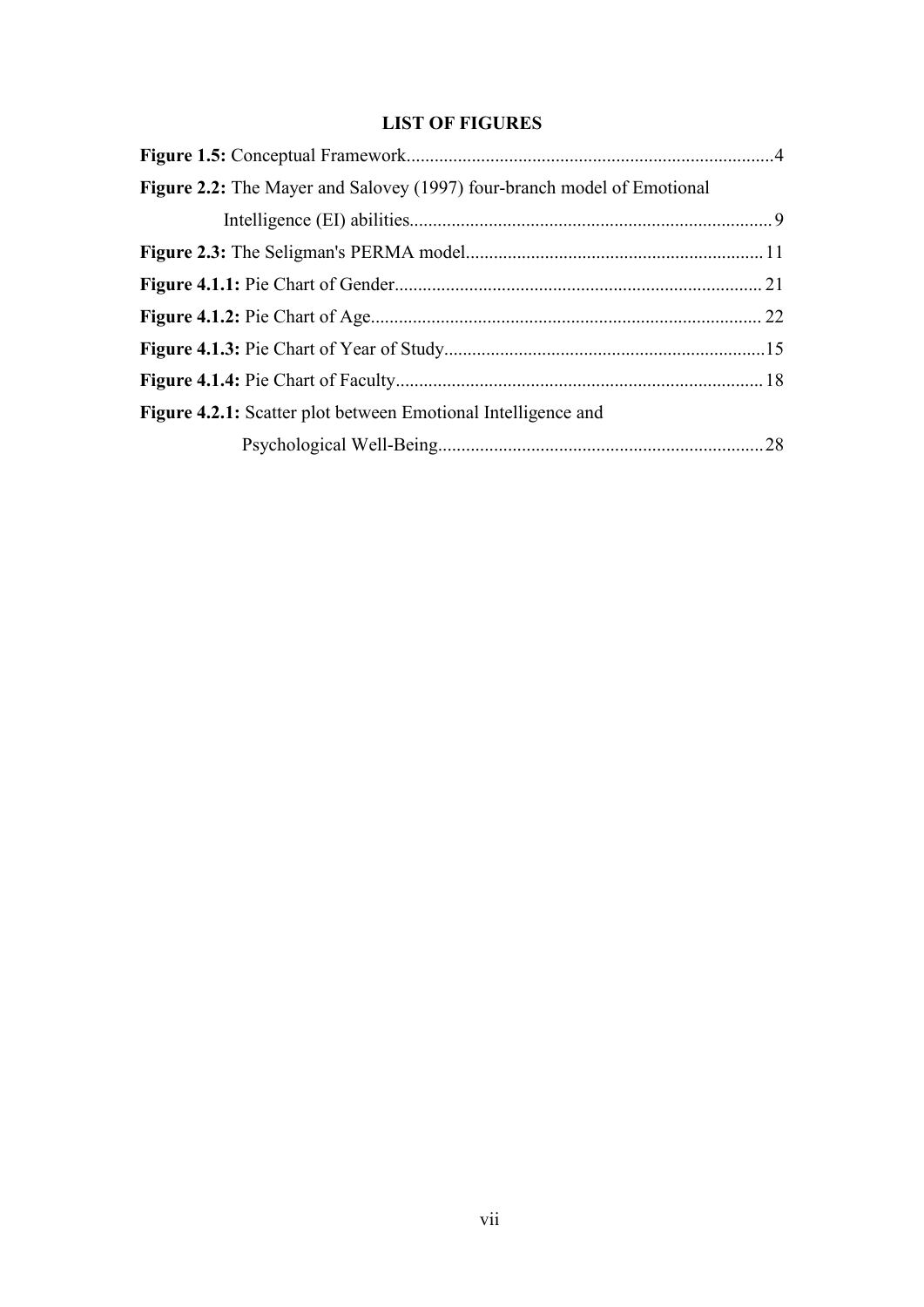# LIST OF FIGURES

**Figure 1.5:** Conceptual Framework...............................................................................4

**Figure 2.2:** The Mayer and Salovey (1997) four-branch model of Emotional Intelligence (EI) abilities.............................................................................9

**Figure 2.3:** The Seligman's PERMA model...............................................................11

**Figure 4.1.1:** Pie Chart of Gender.............................................................................21

**Figure 4.1.2:** Pie Chart of Age...................................................................................22

**Figure 4.1.3:** Pie Chart of Year of Study....................................................................15

**Figure 4.1.4:** Pie Chart of Faculty.............................................................................18

**Figure 4.2.1:** Scatter plot between Emotional Intelligence and Psychological Well-Being.....................................................................28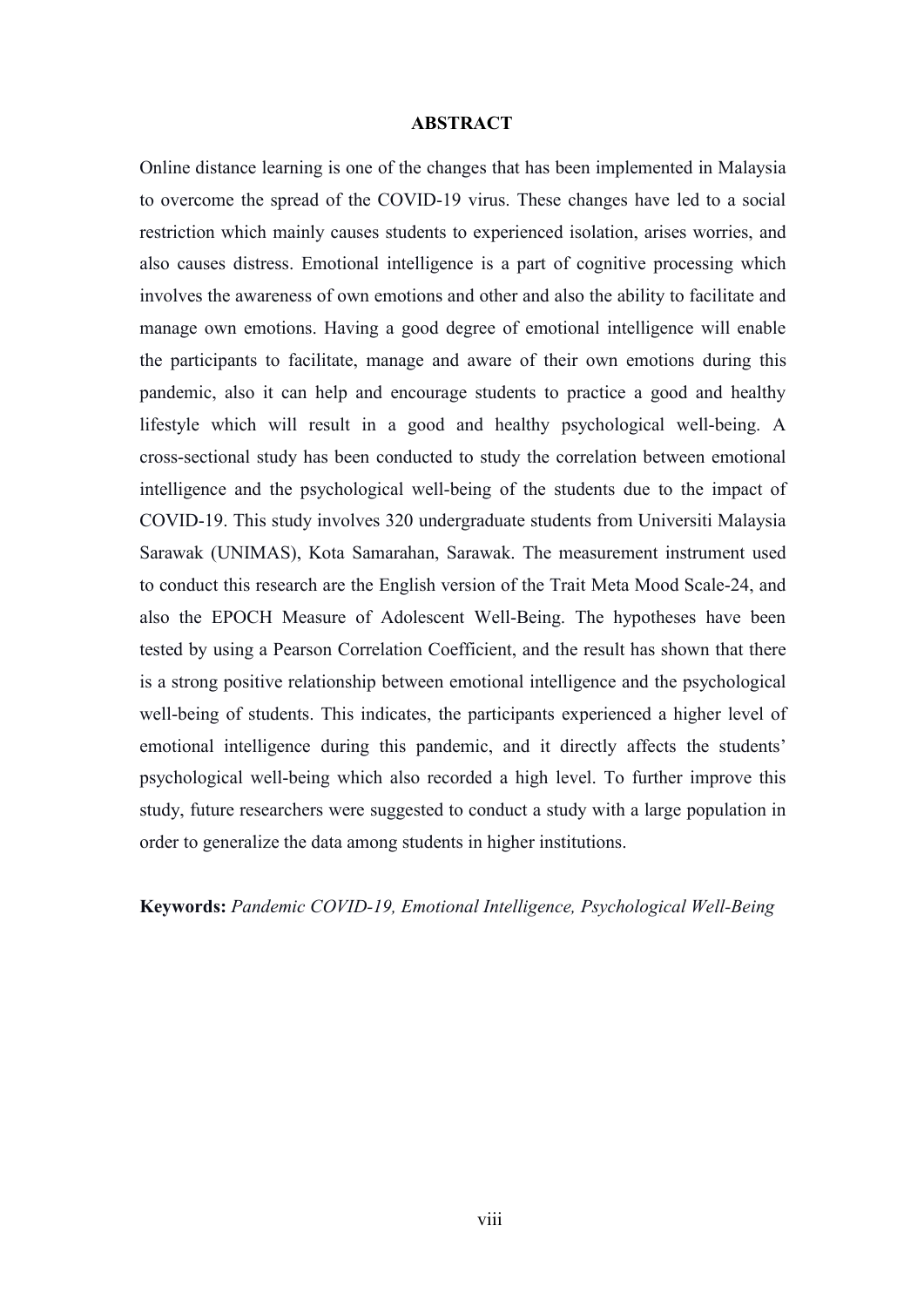# ABSTRACT

Online distance learning is one of the changes that has been implemented in Malaysia to overcome the spread of the COVID-19 virus. These changes have led to a social restriction which mainly causes students to experienced isolation, arises worries, and also causes distress. Emotional intelligence is a part of cognitive processing which involves the awareness of own emotions and other and also the ability to facilitate and manage own emotions. Having a good degree of emotional intelligence will enable the participants to facilitate, manage and aware of their own emotions during this pandemic, also it can help and encourage students to practice a good and healthy lifestyle which will result in a good and healthy psychological well-being. A cross-sectional study has been conducted to study the correlation between emotional intelligence and the psychological well-being of the students due to the impact of COVID-19. This study involves 320 undergraduate students from Universiti Malaysia Sarawak (UNIMAS), Kota Samarahan, Sarawak. The measurement instrument used to conduct this research are the English version of the Trait Meta Mood Scale-24, and also the EPOCH Measure of Adolescent Well-Being. The hypotheses have been tested by using a Pearson Correlation Coefficient, and the result has shown that there is a strong positive relationship between emotional intelligence and the psychological well-being of students. This indicates, the participants experienced a higher level of emotional intelligence during this pandemic, and it directly affects the students' psychological well-being which also recorded a high level. To further improve this study, future researchers were suggested to conduct a study with a large population in order to generalize the data among students in higher institutions.

**Keywords:** *Pandemic COVID-19, Emotional Intelligence, Psychological Well-Being*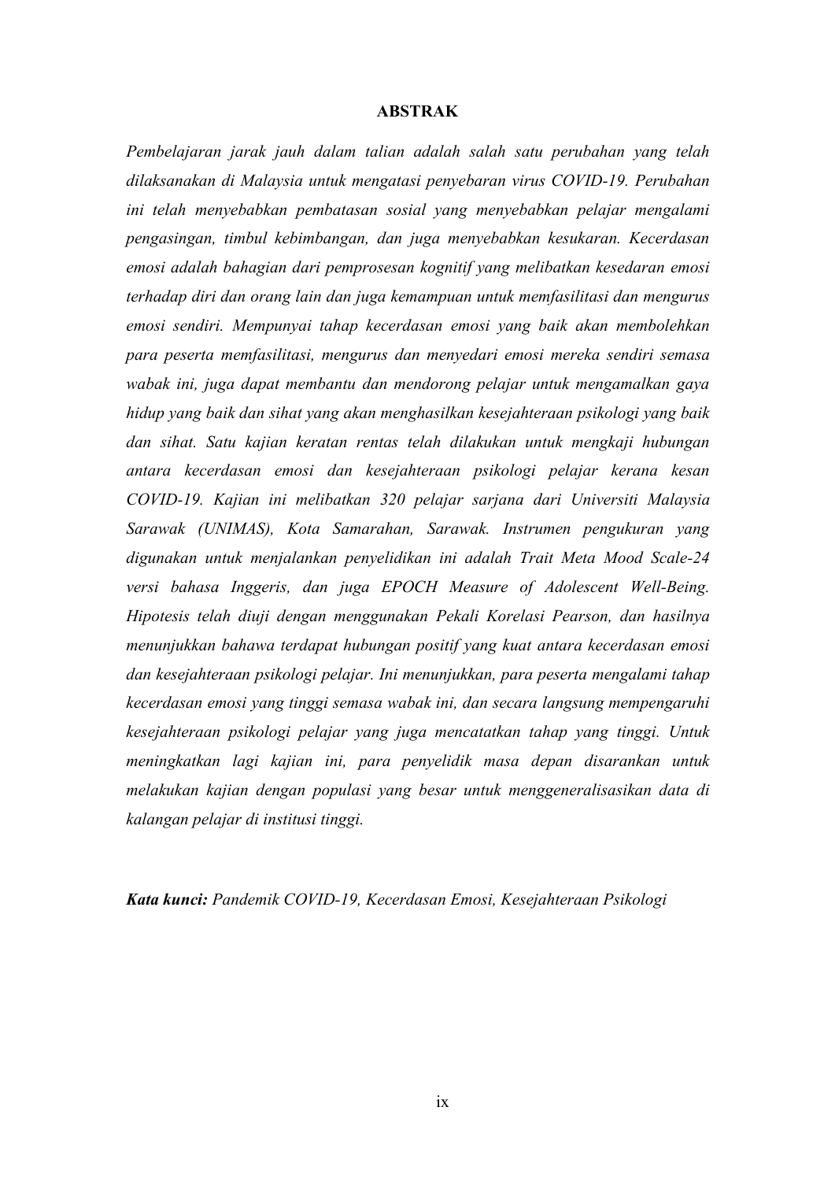# ABSTRAK

*Pembelajaran jarak jauh dalam talian adalah salah satu perubahan yang telah dilaksanakan di Malaysia untuk mengatasi penyebaran virus COVID-19. Perubahan ini telah menyebabkan pembatasan sosial yang menyebabkan pelajar mengalami pengasingan, timbul kebimbangan, dan juga menyebabkan kesukaran. Kecerdasan emosi adalah bahagian dari pemprosesan kognitif yang melibatkan kesedaran emosi terhadap diri dan orang lain dan juga kemampuan untuk memfasilitasi dan mengurus emosi sendiri. Mempunyai tahap kecerdasan emosi yang baik akan membolehkan para peserta memfasilitasi, mengurus dan menyedari emosi mereka sendiri semasa wabak ini, juga dapat membantu dan mendorong pelajar untuk mengamalkan gaya hidup yang baik dan sihat yang akan menghasilkan kesejahteraan psikologi yang baik dan sihat. Satu kajian keratan rentas telah dilakukan untuk mengkaji hubungan antara kecerdasan emosi dan kesejahteraan psikologi pelajar kerana kesan COVID-19. Kajian ini melibatkan 320 pelajar sarjana dari Universiti Malaysia Sarawak (UNIMAS), Kota Samarahan, Sarawak. Instrumen pengukuran yang digunakan untuk menjalankan penyelidikan ini adalah Trait Meta Mood Scale-24 versi bahasa Inggeris, dan juga EPOCH Measure of Adolescent Well-Being. Hipotesis telah diuji dengan menggunakan Pekali Korelasi Pearson, dan hasilnya menunjukkan bahawa terdapat hubungan positif yang kuat antara kecerdasan emosi dan kesejahteraan psikologi pelajar. Ini menunjukkan, para peserta mengalami tahap kecerdasan emosi yang tinggi semasa wabak ini, dan secara langsung mempengaruhi kesejahteraan psikologi pelajar yang juga mencatatkan tahap yang tinggi. Untuk meningkatkan lagi kajian ini, para penyelidik masa depan disarankan untuk melakukan kajian dengan populasi yang besar untuk menggeneralisasikan data di kalangan pelajar di institusi tinggi.*

***Kata kunci:*** *Pandemik COVID-19, Kecerdasan Emosi, Kesejahteraan Psikologi*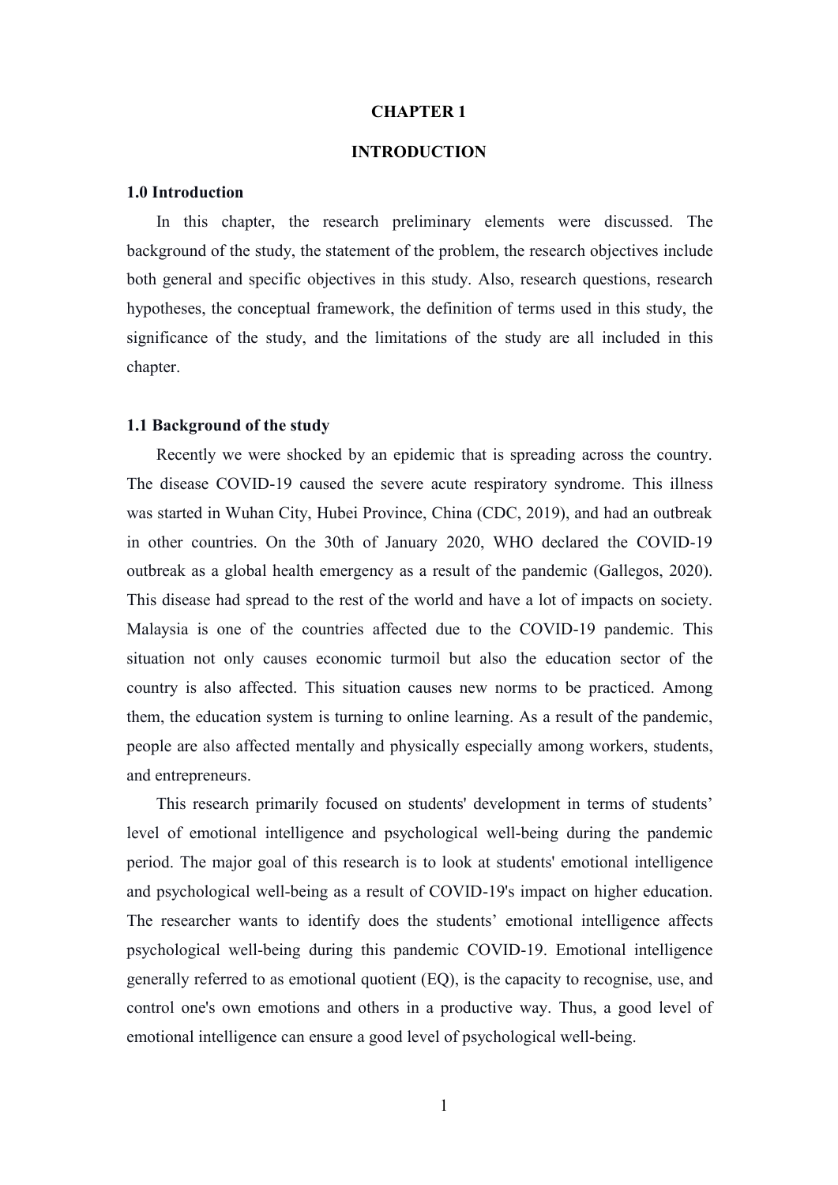# CHAPTER 1

# INTRODUCTION

## 1.0 Introduction

In this chapter, the research preliminary elements were discussed. The background of the study, the statement of the problem, the research objectives include both general and specific objectives in this study. Also, research questions, research hypotheses, the conceptual framework, the definition of terms used in this study, the significance of the study, and the limitations of the study are all included in this chapter.

## 1.1 Background of the study

Recently we were shocked by an epidemic that is spreading across the country. The disease COVID-19 caused the severe acute respiratory syndrome. This illness was started in Wuhan City, Hubei Province, China (CDC, 2019), and had an outbreak in other countries. On the 30th of January 2020, WHO declared the COVID-19 outbreak as a global health emergency as a result of the pandemic (Gallegos, 2020). This disease had spread to the rest of the world and have a lot of impacts on society. Malaysia is one of the countries affected due to the COVID-19 pandemic. This situation not only causes economic turmoil but also the education sector of the country is also affected. This situation causes new norms to be practiced. Among them, the education system is turning to online learning. As a result of the pandemic, people are also affected mentally and physically especially among workers, students, and entrepreneurs.

This research primarily focused on students' development in terms of students' level of emotional intelligence and psychological well-being during the pandemic period. The major goal of this research is to look at students' emotional intelligence and psychological well-being as a result of COVID-19's impact on higher education. The researcher wants to identify does the students' emotional intelligence affects psychological well-being during this pandemic COVID-19. Emotional intelligence generally referred to as emotional quotient (EQ), is the capacity to recognise, use, and control one's own emotions and others in a productive way. Thus, a good level of emotional intelligence can ensure a good level of psychological well-being.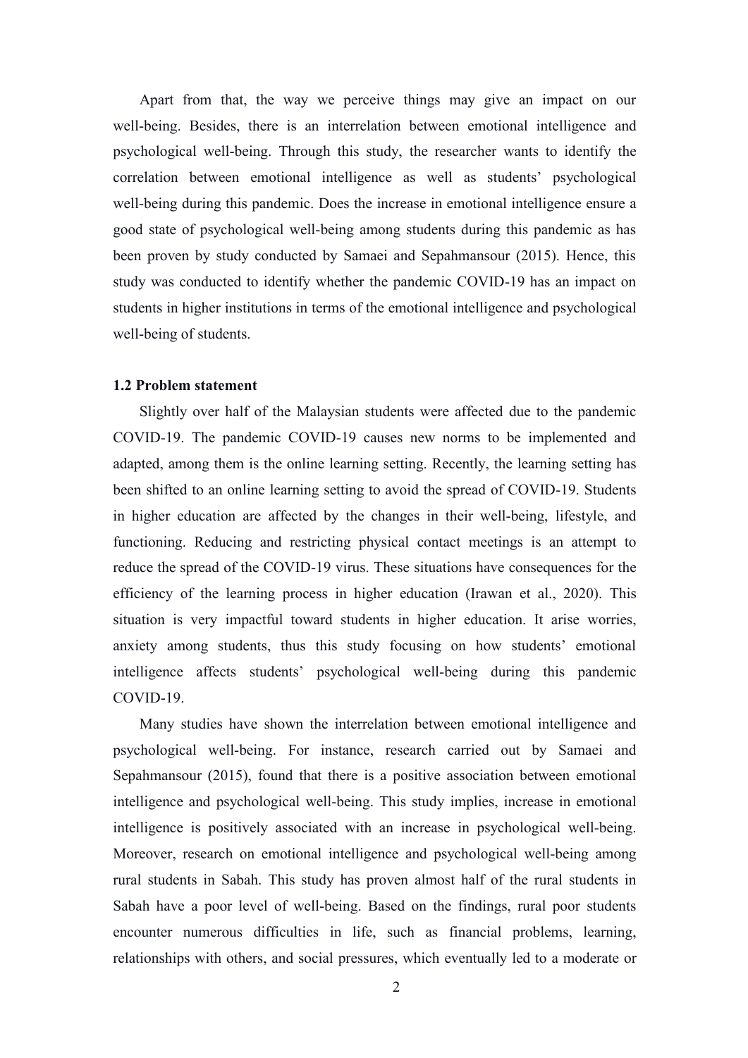Apart from that, the way we perceive things may give an impact on our well-being. Besides, there is an interrelation between emotional intelligence and psychological well-being. Through this study, the researcher wants to identify the correlation between emotional intelligence as well as students' psychological well-being during this pandemic. Does the increase in emotional intelligence ensure a good state of psychological well-being among students during this pandemic as has been proven by study conducted by Samaei and Sepahmansour (2015). Hence, this study was conducted to identify whether the pandemic COVID-19 has an impact on students in higher institutions in terms of the emotional intelligence and psychological well-being of students.

### 1.2 Problem statement

Slightly over half of the Malaysian students were affected due to the pandemic COVID-19. The pandemic COVID-19 causes new norms to be implemented and adapted, among them is the online learning setting. Recently, the learning setting has been shifted to an online learning setting to avoid the spread of COVID-19. Students in higher education are affected by the changes in their well-being, lifestyle, and functioning. Reducing and restricting physical contact meetings is an attempt to reduce the spread of the COVID-19 virus. These situations have consequences for the efficiency of the learning process in higher education (Irawan et al., 2020). This situation is very impactful toward students in higher education. It arise worries, anxiety among students, thus this study focusing on how students' emotional intelligence affects students' psychological well-being during this pandemic COVID-19.

Many studies have shown the interrelation between emotional intelligence and psychological well-being. For instance, research carried out by Samaei and Sepahmansour (2015), found that there is a positive association between emotional intelligence and psychological well-being. This study implies, increase in emotional intelligence is positively associated with an increase in psychological well-being. Moreover, research on emotional intelligence and psychological well-being among rural students in Sabah. This study has proven almost half of the rural students in Sabah have a poor level of well-being. Based on the findings, rural poor students encounter numerous difficulties in life, such as financial problems, learning, relationships with others, and social pressures, which eventually led to a moderate or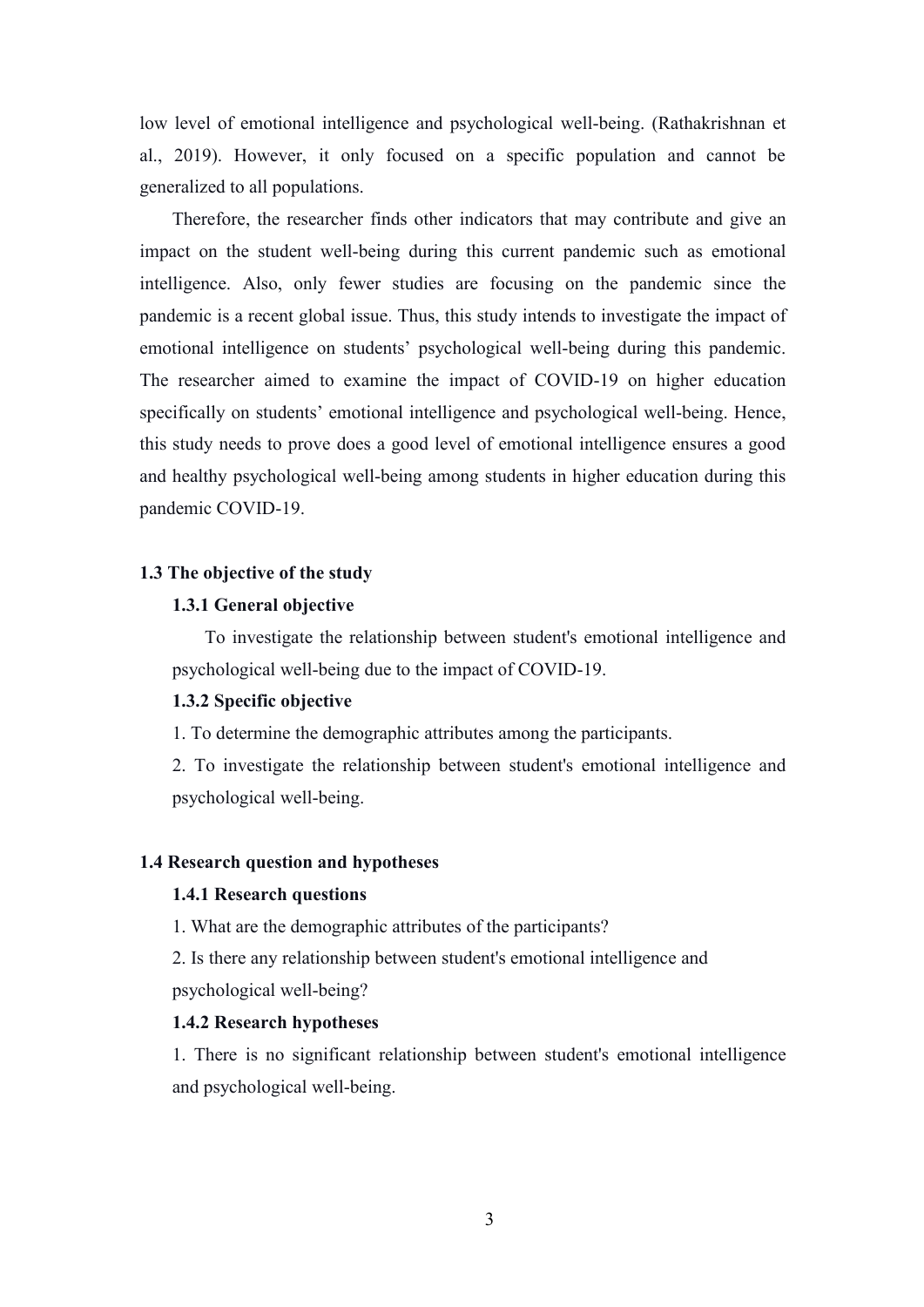low level of emotional intelligence and psychological well-being. (Rathakrishnan et al., 2019). However, it only focused on a specific population and cannot be generalized to all populations.

Therefore, the researcher finds other indicators that may contribute and give an impact on the student well-being during this current pandemic such as emotional intelligence. Also, only fewer studies are focusing on the pandemic since the pandemic is a recent global issue. Thus, this study intends to investigate the impact of emotional intelligence on students' psychological well-being during this pandemic. The researcher aimed to examine the impact of COVID-19 on higher education specifically on students' emotional intelligence and psychological well-being. Hence, this study needs to prove does a good level of emotional intelligence ensures a good and healthy psychological well-being among students in higher education during this pandemic COVID-19.

## 1.3 The objective of the study

### 1.3.1 General objective

To investigate the relationship between student's emotional intelligence and psychological well-being due to the impact of COVID-19.

### 1.3.2 Specific objective

1. To determine the demographic attributes among the participants.
2. To investigate the relationship between student's emotional intelligence and psychological well-being.

## 1.4 Research question and hypotheses

### 1.4.1 Research questions

1. What are the demographic attributes of the participants?
2. Is there any relationship between student's emotional intelligence and psychological well-being?

### 1.4.2 Research hypotheses

1. There is no significant relationship between student's emotional intelligence and psychological well-being.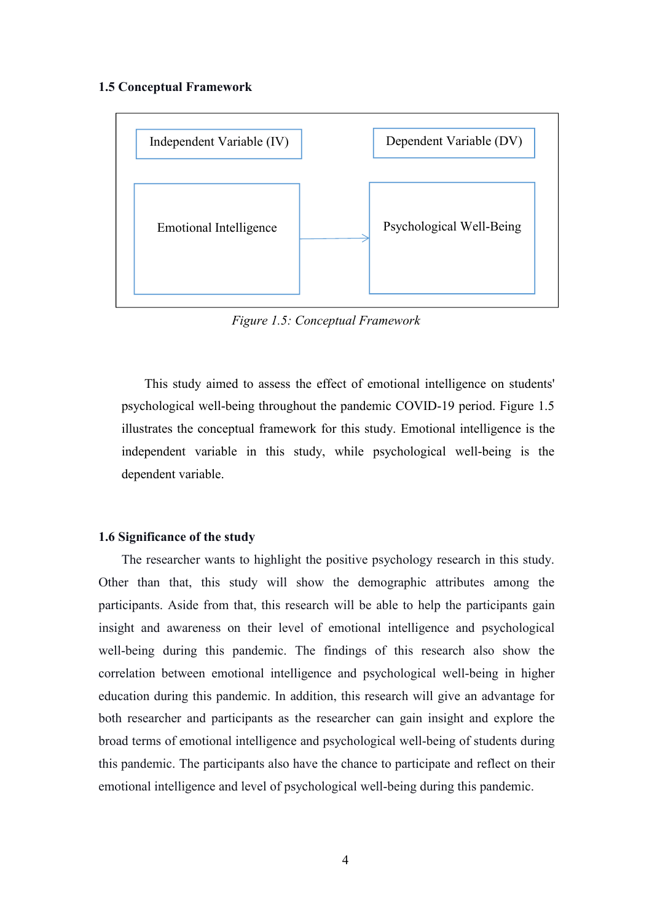### 1.5 Conceptual Framework

| Independent Variable (IV) | | Dependent Variable (DV) |
|---|---|---|
| Emotional Intelligence | → | Psychological Well-Being |

*Figure 1.5: Conceptual Framework*

This study aimed to assess the effect of emotional intelligence on students' psychological well-being throughout the pandemic COVID-19 period. Figure 1.5 illustrates the conceptual framework for this study. Emotional intelligence is the independent variable in this study, while psychological well-being is the dependent variable.

### 1.6 Significance of the study

The researcher wants to highlight the positive psychology research in this study. Other than that, this study will show the demographic attributes among the participants. Aside from that, this research will be able to help the participants gain insight and awareness on their level of emotional intelligence and psychological well-being during this pandemic. The findings of this research also show the correlation between emotional intelligence and psychological well-being in higher education during this pandemic. In addition, this research will give an advantage for both researcher and participants as the researcher can gain insight and explore the broad terms of emotional intelligence and psychological well-being of students during this pandemic. The participants also have the chance to participate and reflect on their emotional intelligence and level of psychological well-being during this pandemic.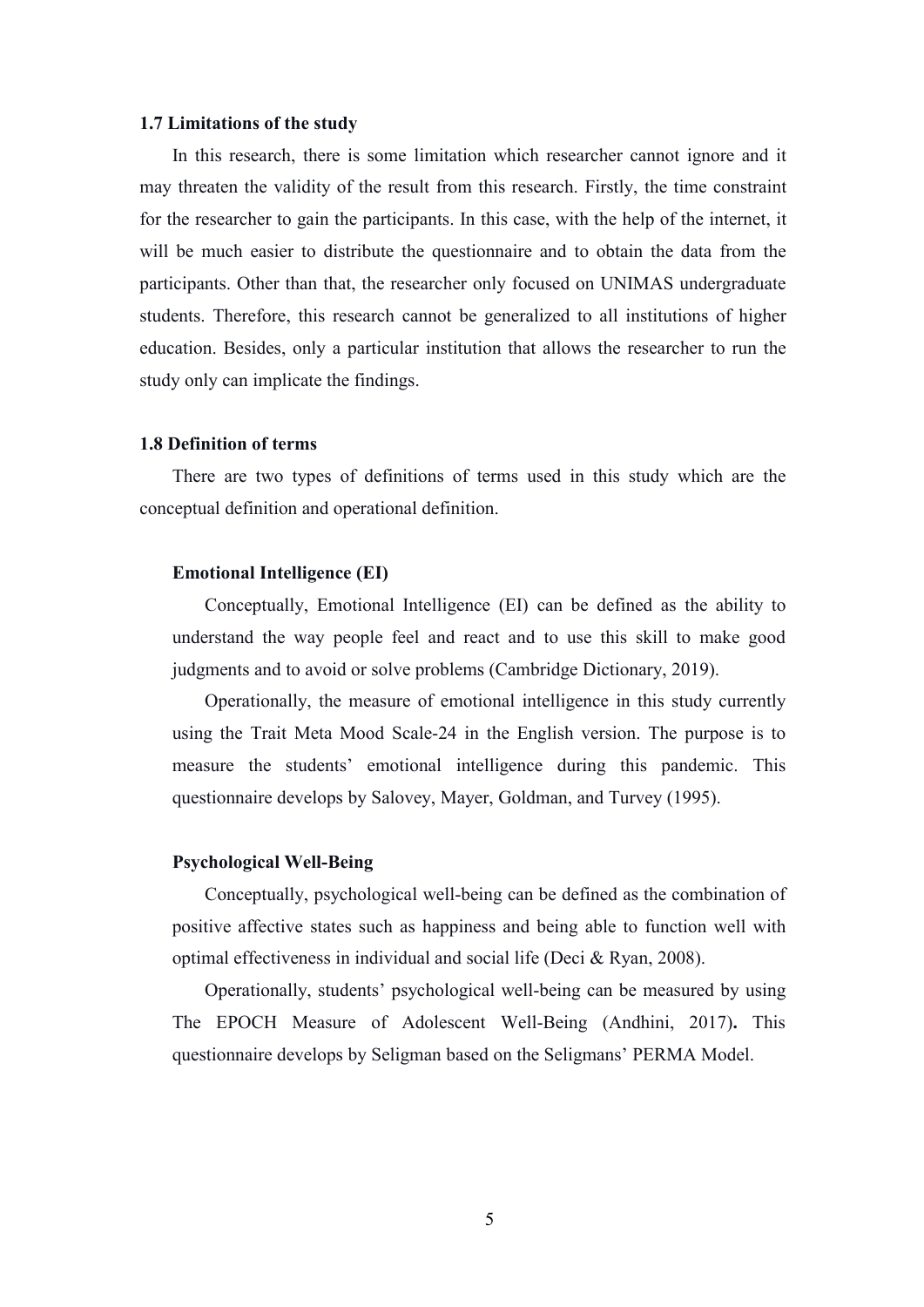### 1.7 Limitations of the study

In this research, there is some limitation which researcher cannot ignore and it may threaten the validity of the result from this research. Firstly, the time constraint for the researcher to gain the participants. In this case, with the help of the internet, it will be much easier to distribute the questionnaire and to obtain the data from the participants. Other than that, the researcher only focused on UNIMAS undergraduate students. Therefore, this research cannot be generalized to all institutions of higher education. Besides, only a particular institution that allows the researcher to run the study only can implicate the findings.

### 1.8 Definition of terms

There are two types of definitions of terms used in this study which are the conceptual definition and operational definition.

#### Emotional Intelligence (EI)

Conceptually, Emotional Intelligence (EI) can be defined as the ability to understand the way people feel and react and to use this skill to make good judgments and to avoid or solve problems (Cambridge Dictionary, 2019).

Operationally, the measure of emotional intelligence in this study currently using the Trait Meta Mood Scale-24 in the English version. The purpose is to measure the students' emotional intelligence during this pandemic. This questionnaire develops by Salovey, Mayer, Goldman, and Turvey (1995).

#### Psychological Well-Being

Conceptually, psychological well-being can be defined as the combination of positive affective states such as happiness and being able to function well with optimal effectiveness in individual and social life (Deci & Ryan, 2008).

Operationally, students' psychological well-being can be measured by using The EPOCH Measure of Adolescent Well-Being (Andhini, 2017)**.** This questionnaire develops by Seligman based on the Seligmans' PERMA Model.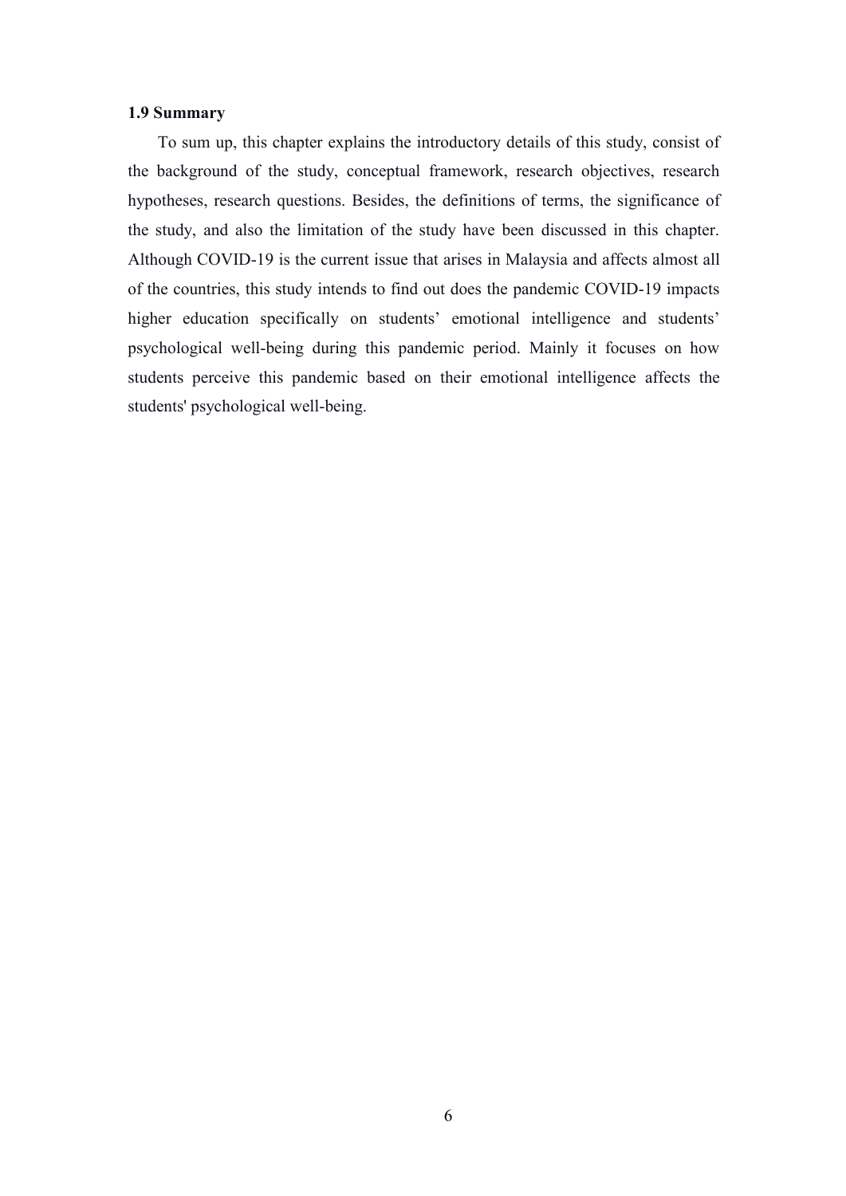### 1.9 Summary

To sum up, this chapter explains the introductory details of this study, consist of the background of the study, conceptual framework, research objectives, research hypotheses, research questions. Besides, the definitions of terms, the significance of the study, and also the limitation of the study have been discussed in this chapter. Although COVID-19 is the current issue that arises in Malaysia and affects almost all of the countries, this study intends to find out does the pandemic COVID-19 impacts higher education specifically on students' emotional intelligence and students' psychological well-being during this pandemic period. Mainly it focuses on how students perceive this pandemic based on their emotional intelligence affects the students' psychological well-being.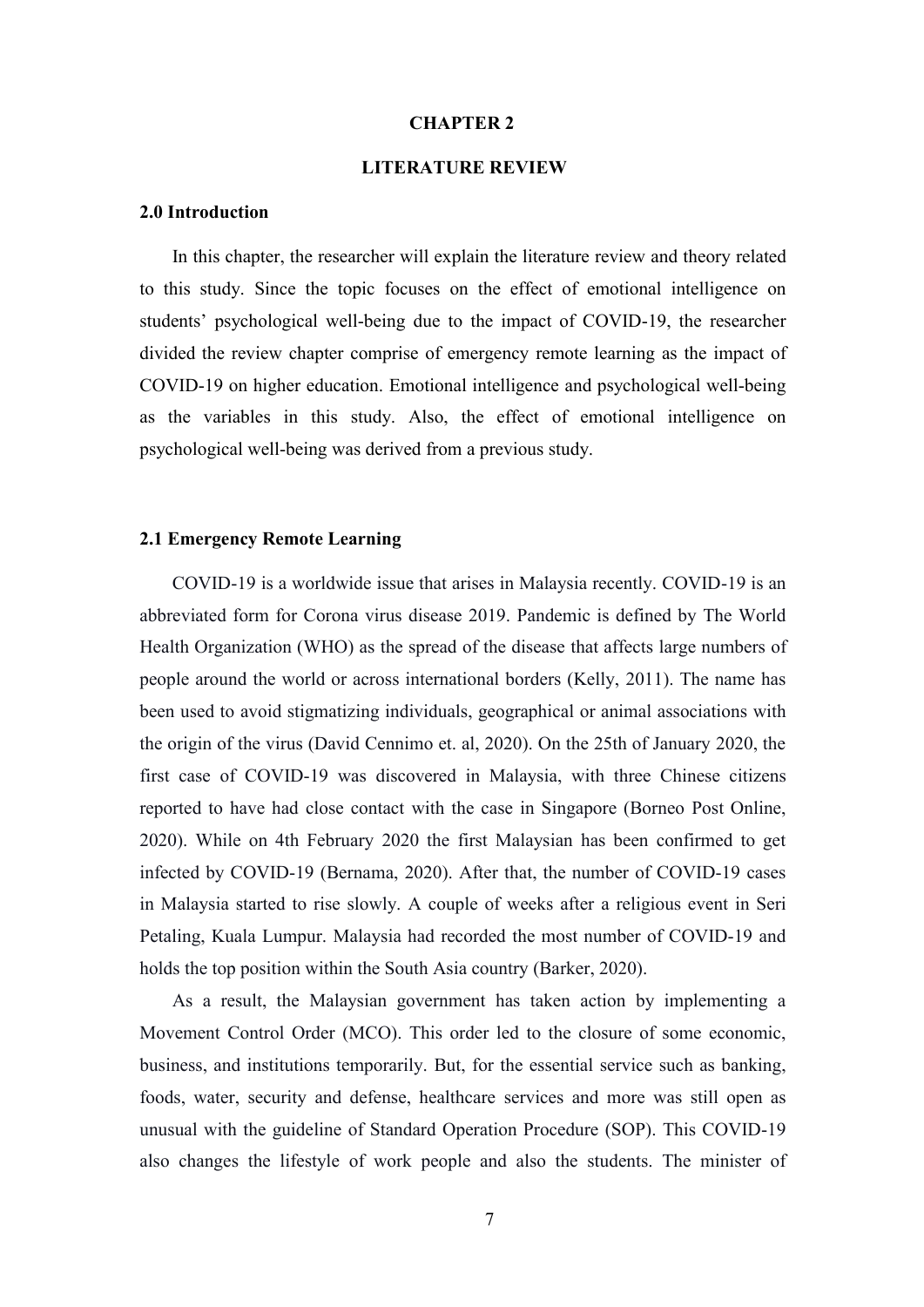# CHAPTER 2

# LITERATURE REVIEW

## 2.0 Introduction

In this chapter, the researcher will explain the literature review and theory related to this study. Since the topic focuses on the effect of emotional intelligence on students' psychological well-being due to the impact of COVID-19, the researcher divided the review chapter comprise of emergency remote learning as the impact of COVID-19 on higher education. Emotional intelligence and psychological well-being as the variables in this study. Also, the effect of emotional intelligence on psychological well-being was derived from a previous study.

## 2.1 Emergency Remote Learning

COVID-19 is a worldwide issue that arises in Malaysia recently. COVID-19 is an abbreviated form for Corona virus disease 2019. Pandemic is defined by The World Health Organization (WHO) as the spread of the disease that affects large numbers of people around the world or across international borders (Kelly, 2011). The name has been used to avoid stigmatizing individuals, geographical or animal associations with the origin of the virus (David Cennimo et. al, 2020). On the 25th of January 2020, the first case of COVID-19 was discovered in Malaysia, with three Chinese citizens reported to have had close contact with the case in Singapore (Borneo Post Online, 2020). While on 4th February 2020 the first Malaysian has been confirmed to get infected by COVID-19 (Bernama, 2020). After that, the number of COVID-19 cases in Malaysia started to rise slowly. A couple of weeks after a religious event in Seri Petaling, Kuala Lumpur. Malaysia had recorded the most number of COVID-19 and holds the top position within the South Asia country (Barker, 2020).

As a result, the Malaysian government has taken action by implementing a Movement Control Order (MCO). This order led to the closure of some economic, business, and institutions temporarily. But, for the essential service such as banking, foods, water, security and defense, healthcare services and more was still open as unusual with the guideline of Standard Operation Procedure (SOP). This COVID-19 also changes the lifestyle of work people and also the students. The minister of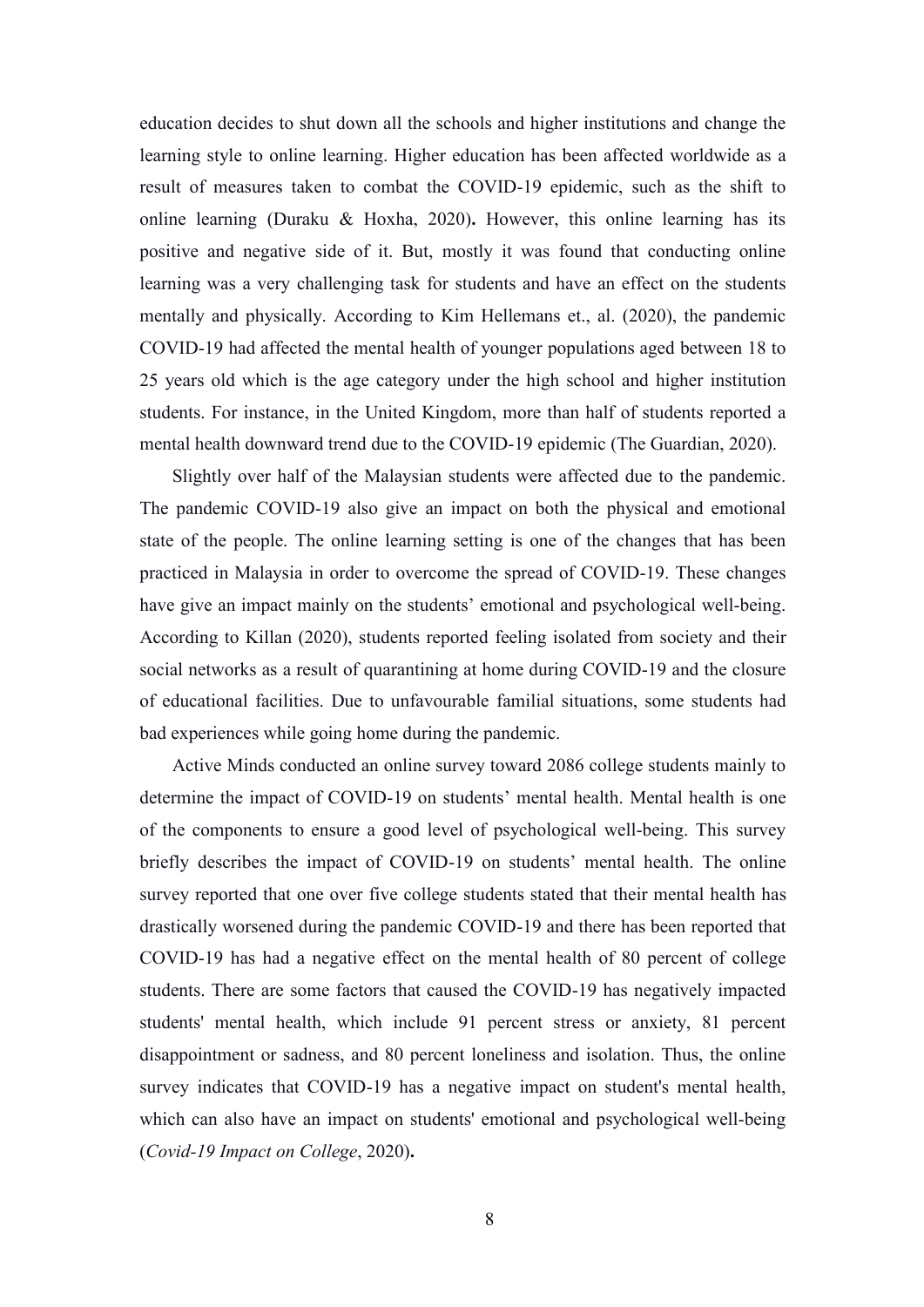education decides to shut down all the schools and higher institutions and change the learning style to online learning. Higher education has been affected worldwide as a result of measures taken to combat the COVID-19 epidemic, such as the shift to online learning (Duraku & Hoxha, 2020)**.** However, this online learning has its positive and negative side of it. But, mostly it was found that conducting online learning was a very challenging task for students and have an effect on the students mentally and physically. According to Kim Hellemans et., al. (2020), the pandemic COVID-19 had affected the mental health of younger populations aged between 18 to 25 years old which is the age category under the high school and higher institution students. For instance, in the United Kingdom, more than half of students reported a mental health downward trend due to the COVID-19 epidemic (The Guardian, 2020).

Slightly over half of the Malaysian students were affected due to the pandemic. The pandemic COVID-19 also give an impact on both the physical and emotional state of the people. The online learning setting is one of the changes that has been practiced in Malaysia in order to overcome the spread of COVID-19. These changes have give an impact mainly on the students' emotional and psychological well-being. According to Killan (2020), students reported feeling isolated from society and their social networks as a result of quarantining at home during COVID-19 and the closure of educational facilities. Due to unfavourable familial situations, some students had bad experiences while going home during the pandemic.

Active Minds conducted an online survey toward 2086 college students mainly to determine the impact of COVID-19 on students' mental health. Mental health is one of the components to ensure a good level of psychological well-being. This survey briefly describes the impact of COVID-19 on students' mental health. The online survey reported that one over five college students stated that their mental health has drastically worsened during the pandemic COVID-19 and there has been reported that COVID-19 has had a negative effect on the mental health of 80 percent of college students. There are some factors that caused the COVID-19 has negatively impacted students' mental health, which include 91 percent stress or anxiety, 81 percent disappointment or sadness, and 80 percent loneliness and isolation. Thus, the online survey indicates that COVID-19 has a negative impact on student's mental health, which can also have an impact on students' emotional and psychological well-being (*Covid-19 Impact on College*, 2020)**.**